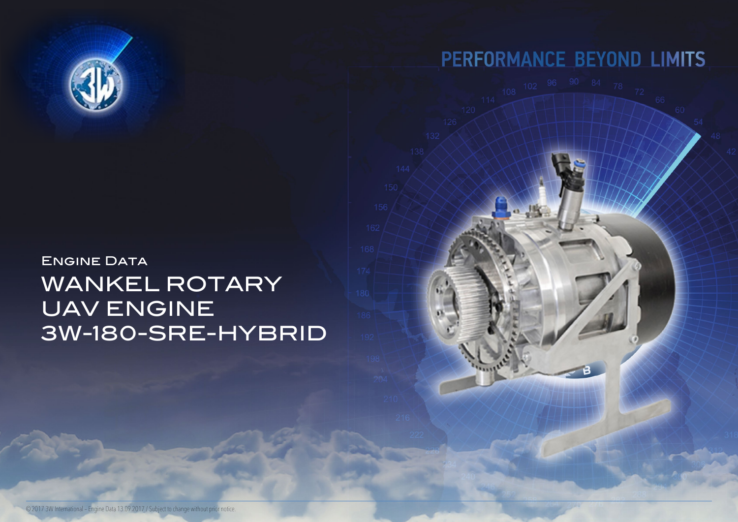PERFORMANCE BEYOND LIMITS

## Engine Data

# WANKEL ROTARY UAV ENGINE 3W-180-SRE-HYBRID

© 2017 3W International - Engine Data 13.09.2017 / Subject to change without prior notice.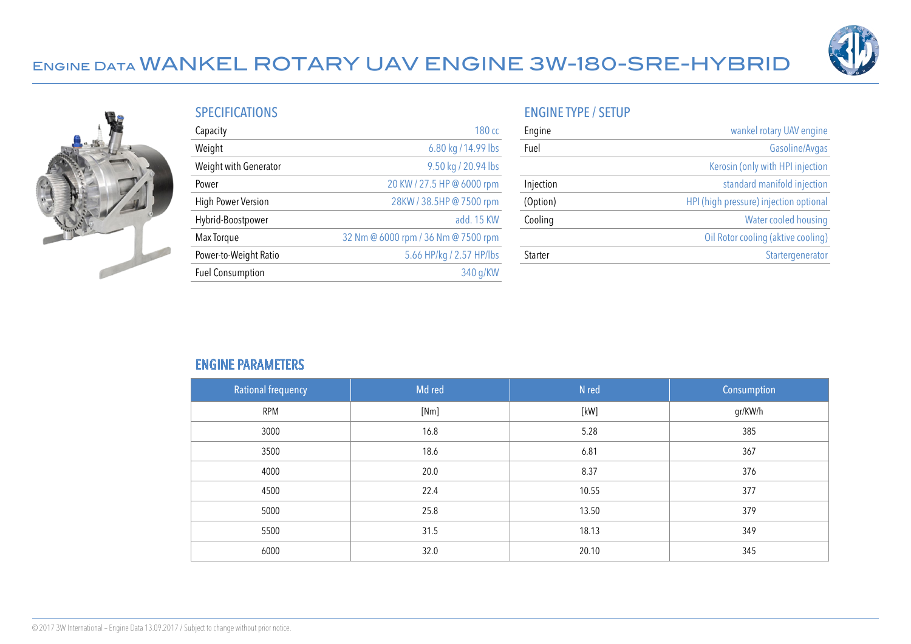# Engine Data WANKEL ROTARY UAV ENGINE 3W-180-SRE-HYBRID

## SPECIFICATIONS

| | |
|---|---|
| Capacity | 180 cc |
| Weight | 6.80 kg / 14.99 lbs |
| Weight with Generator | 9.50 kg / 20.94 lbs |
| Power | 20 KW / 27.5 HP @ 6000 rpm |
| High Power Version | 28KW / 38.5HP @ 7500 rpm |
| Hybrid-Boostpower | add. 15 KW |
| Max Torque | 32 Nm @ 6000 rpm / 36 Nm @ 7500 rpm |
| Power-to-Weight Ratio | 5.66 HP/kg / 2.57 HP/lbs |
| Fuel Consumption | 340 g/KW |

## ENGINE TYPE / SETUP

| | |
|---|---|
| Engine | wankel rotary UAV engine |
| Fuel | Gasoline/Avgas |
| | Kerosin (only with HPI injection |
| Injection | standard manifold injection |
| (Option) | HPI (high pressure) injection optional |
| Cooling | Water cooled housing |
| | Oil Rotor cooling (aktive cooling) |
| Starter | Startergenerator |

## ENGINE PARAMETERS

| Rational frequency | Md red | N red | Consumption |
|---|---|---|---|
| RPM | [Nm] | [kW] | gr/KW/h |
| 3000 | 16.8 | 5.28 | 385 |
| 3500 | 18.6 | 6.81 | 367 |
| 4000 | 20.0 | 8.37 | 376 |
| 4500 | 22.4 | 10.55 | 377 |
| 5000 | 25.8 | 13.50 | 379 |
| 5500 | 31.5 | 18.13 | 349 |
| 6000 | 32.0 | 20.10 | 345 |

© 2017 3W International – Engine Data 13.09.2017 / Subject to change without prior notice.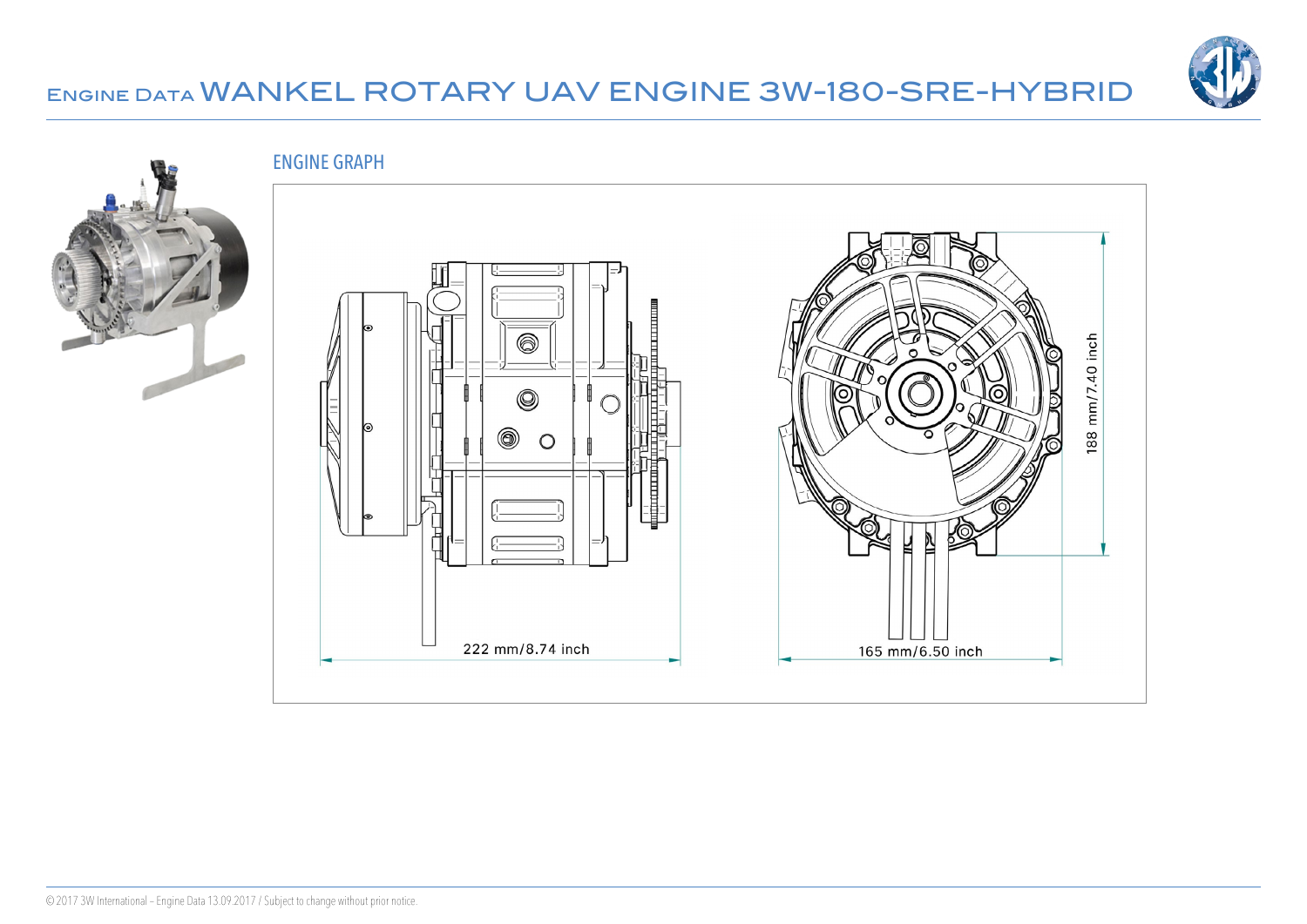# Engine Data WANKEL ROTARY UAV ENGINE 3W-180-SRE-HYBRID

## ENGINE GRAPH

222 mm/8.74 inch

165 mm/6.50 inch

188 mm/7.40 inch

© 2017 3W International – Engine Data 13.09.2017 / Subject to change without prior notice.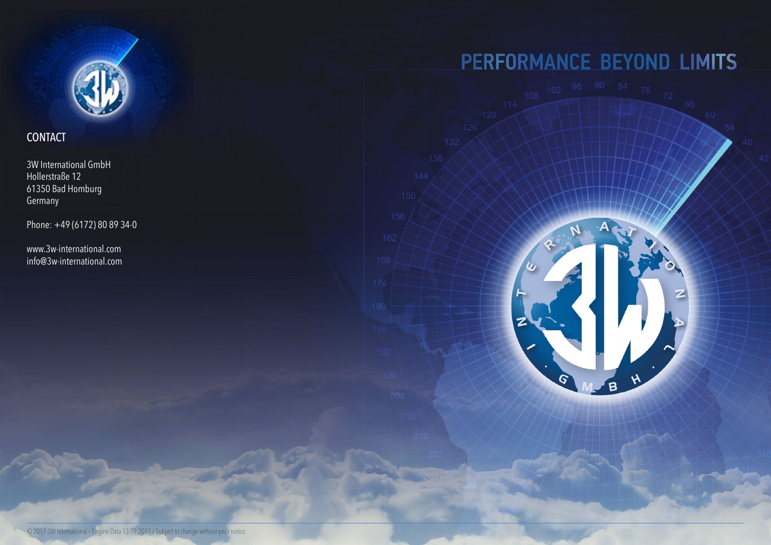## CONTACT

3W International GmbH
Hollerstraße 12
61350 Bad Homburg
Germany

Phone: +49 (6172) 80 89 34-0

www.3w-international.com
info@3w-international.com

# PERFORMANCE BEYOND LIMITS

© 2017 3W International - Engine Data 13.09.2017 / Subject to change without prior notice.